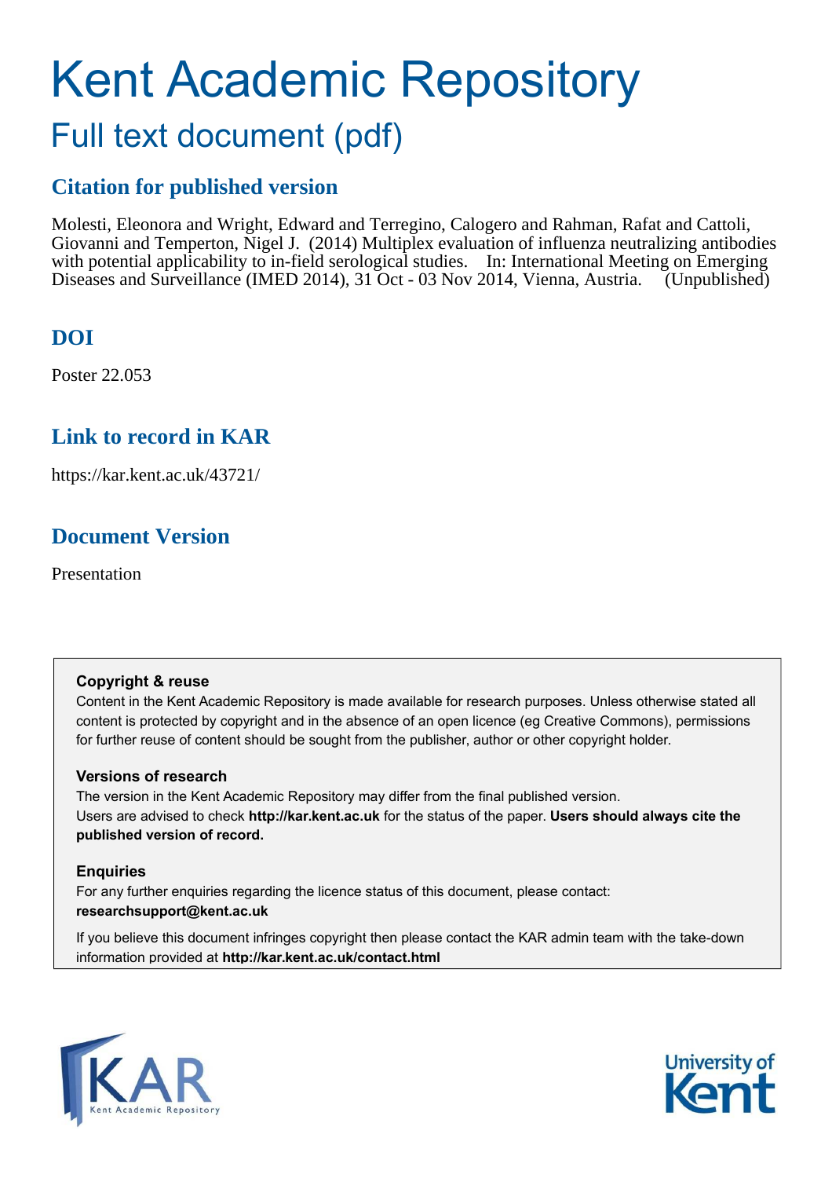# Kent Academic Repository

## Full text document (pdf)

### Citation for published version

Molesti, Eleonora and Wright, Edward and Terregino, Calogero and Rahman, Rafat and Cattoli, Giovanni and Temperton, Nigel J. (2014) Multiplex evaluation of influenza neutralizing antibodies with potential applicability to in-field serological studies. In: International Meeting on Emerging Diseases and Surveillance (IMED 2014), 31 Oct - 03 Nov 2014, Vienna, Austria. (Unpublished)

### DOI

Poster 22.053

### Link to record in KAR

https://kar.kent.ac.uk/43721/

### Document Version

Presentation

**Copyright & reuse**

Content in the Kent Academic Repository is made available for research purposes. Unless otherwise stated all content is protected by copyright and in the absence of an open licence (eg Creative Commons), permissions for further reuse of content should be sought from the publisher, author or other copyright holder.

**Versions of research**

The version in the Kent Academic Repository may differ from the final published version. Users are advised to check **http://kar.kent.ac.uk** for the status of the paper. **Users should always cite the published version of record.**

**Enquiries**

For any further enquiries regarding the licence status of this document, please contact: **researchsupport@kent.ac.uk**

If you believe this document infringes copyright then please contact the KAR admin team with the take-down information provided at **http://kar.kent.ac.uk/contact.html**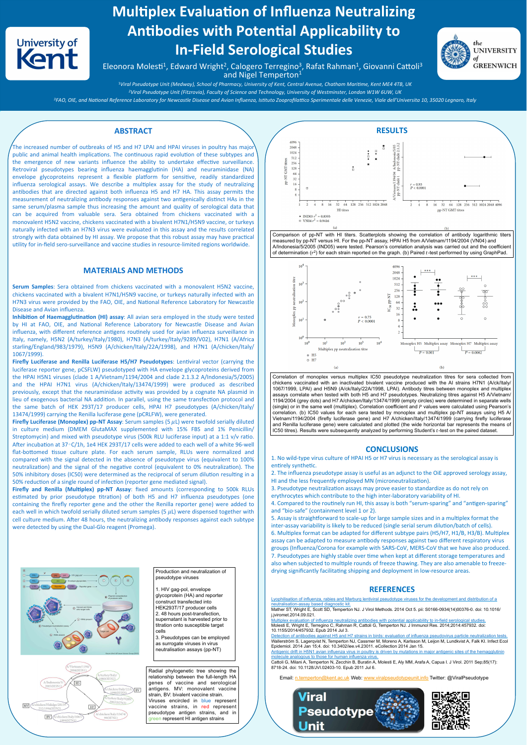# Multiplex Evaluation of Influenza Neutralizing Antibodies with Potential Applicability to In-Field Serological Studies

Eleonora Molesti[1], Edward Wright[2], Calogero Terregino[3], Rafat Rahman[1], Giovanni Cattoli[3] and Nigel Temperton[1]

[1]Viral Pseudotype Unit (Medway), School of Pharmacy, University of Kent, Central Avenue, Chatham Maritime, Kent ME4 4TB, UK

[2]Viral Pseudotype Unit (Fitzrovia), Faculty of Science and Technology, University of Westminster, London W1W 6UW, UK

[3]FAO, OIE, and National Reference Laboratory for Newcastle Disease and Avian Influenza, Istituto Zooprofilattico Sperimentale delle Venezie, Viale dell'Universita 10, 35020 Legnaro, Italy

## ABSTRACT

The increased number of outbreaks of H5 and H7 LPAI and HPAI viruses in poultry has major public and animal health implications. The continuous rapid evolution of these subtypes and the emergence of new variants influence the ability to undertake effective surveillance. Retroviral pseudotypes bearing influenza haemagglutinin (HA) and neuraminidase (NA) envelope glycoproteins represent a flexible platform for sensitive, readily standardized influenza serological assays. We describe a multiplex assay for the study of neutralizing antibodies that are directed against both influenza H5 and H7 HA. This assay permits the measurement of neutralizing antibody responses against two antigenically distinct HAs in the same serum/plasma sample thus increasing the amount and quality of serological data that can be acquired from valuable sera. Sera obtained from chickens vaccinated with a monovalent H5N2 vaccine, chickens vaccinated with a bivalent H7N1/H5N9 vaccine, or turkeys naturally infected with an H7N3 virus were evaluated in this assay and the results correlated strongly with data obtained by HI assay. We propose that this robust assay may have practical utility for in-field sero-surveillance and vaccine studies in resource-limited regions worldwide.

## MATERIALS AND METHODS

**Serum Samples**: Sera obtained from chickens vaccinated with a monovalent H5N2 vaccine, chickens vaccinated with a bivalent H7N1/H5N9 vaccine, or turkeys naturally infected with an H7N3 virus were provided by the FAO, OIE, and National Reference Laboratory for Newcastle Disease and Avian influenza.

**Inhibition of Haemagglutination (HI) assay**: All avian sera employed in the study were tested by HI at FAO, OIE, and National Reference Laboratory for Newcastle Disease and Avian influenza, with different reference antigens routinely used for avian influenza surveillance in Italy, namely, H5N2 (A/turkey/Italy/1980), H7N3 (A/turkey/Italy/9289/V02), H7N1 (A/Africa starling/England/983/1979), H5N9 (A/chicken/Italy/22A/1998), and H7N1 (A/chicken/Italy/1067/1999).

**Firefly Luciferase and Renilla Luciferase H5/H7 Pseudotypes**: Lentiviral vector (carrying the luciferase reporter gene, pCSFLW) pseudotyped with HA envelope glycoproteins derived from the HPAI H5N1 viruses (clade 1 A/Vietnam/1194/2004 and clade 2.1.3.2 A/Indonesia/5/2005) and the HPAI H7N1 virus (A/chicken/Italy/13474/1999) were produced as described previously, except that the neuraminidase activity was provided by a cognate NA plasmid in lieu of exogenous bacterial NA addition. In parallel, using the same transfection protocol and the same batch of HEK 293T/17 producer cells, HPAI H7 pseudotypes (A/chicken/Italy/13474/1999) carrying the Renilla luciferase gene (pCRLFW), were generated.

**Firefly Luciferase (Monoplex) pp-NT Assay**: Serum samples (5 $\mu$L) were twofold serially diluted in culture medium (DMEM GlutaMAX supplemented with 15% FBS and 1% Penicillin/Streptomycin) and mixed with pseudotype virus (500k RLU luciferase input) at a 1:1 v/v ratio. After incubation at 37°C/1h, 1e4 HEK 293T/17 cells were added to each well of a white 96-well flat-bottomed tissue culture plate. For each serum sample, RLUs were normalized and compared with the signal detected in the absence of pseudotype virus (equivalent to 100% neutralization) and the signal of the negative control (equivalent to 0% neutralization). The 50% inhibitory doses (IC50) were determined as the reciprocal of serum dilution resulting in a 50% reduction of a single round of infection (reporter gene mediated signal).

**Firefly and Renilla (Multiplex) pp-NT Assay**: fixed amounts (corresponding to 500k RLUs estimated by prior pseudotype titration) of both H5 and H7 influenza pseudotypes (one containing the firefly reporter gene and the other the Renilla reporter gene) were added to each well in which twofold serially diluted serum samples (5 $\mu$L) were dispensed together with cell culture medium. After 48 hours, the neutralizing antibody responses against each subtype were detected by using the Dual-Glo reagent (Promega).

Production and neutralization of pseudotype viruses

1. HIV gag-pol, envelope glycoprotein (HA) and reporter construct transfected into HEK293T/17 producer cells
2. 48 hours post-transfection, supernatant is harvested prior to titration onto susceptible target cells
3. Pseudotypes can be employed as surrogate viruses in virus neutralisation assays (pp-NT)

Radial phylogenetic tree showing the relationship between the full-length HA genes of vaccine and serological antigens. MV: monovalent vaccine strain, BV: bivalent vaccine strain. Viruses encircled in blue represent vaccine strains, in red represent pseudotype antigen strains, and in green represent HI antigen strains

## RESULTS

IND05 $r^2$ = 0.8395

VN04 $r^2$ = 0.9416

$r$ = 0.93

$P$ < 0.0001

Comparison of pp-NT with HI titers. Scatterplots showing the correlation of antibody logarithmic titers measured by pp-NT versus HI. For the pp-NT assay, HPAI H5 from A/Vietnam/1194/2004 (VN04) and A/Indonesia/5/2005 (IND05) were tested. Pearson's correlation analysis was carried out and the coefficient of determination ($r^2$) for each strain reported on the graph. (b) Paired $t$-test performed by using GraphPad.

$r$ = 0.75

$P$ < 0.0001

$P$ = 0.001

$P$ = 0.0002

Correlation of monoplex versus multiplex IC50 pseudotype neutralization titres for sera collected from chickens vaccinated with an inactivated bivalent vaccine produced with the AI strains H7N1 (A/ck/Italy/1067/1999, LPAI) and H5N9 (A/ck/Italy/22A/1998, LPAI). Antibody titres between monoplex and multiplex assays correlate when tested with both H5 and H7 pseudotypes. Neutralizing titres against H5 A/Vietnam/1194/2004 (grey dots) and H7 A/chicken/Italy/13474/1999 (empty circles) were determined in separate wells (single) or in the same well (multiplex). Correlation coefficient and $P$ values were calculated using Pearson's correlation. (b) IC50 values for each sera tested by monoplex and multiplex pp-NT assays using H5 A/Vietnam/1194/2004 (firefly luciferase gene) and H7 A/chicken/Italy/13474/1999 (carrying firefly luciferase and Renilla luciferase gene) were calculated and plotted (the wide horizontal bar represents the means of IC50 titres). Results were subsequently analyzed by performing Student's $t$-test on the paired dataset.

## CONCLUSIONS

1. No wild-type virus culture of HPAI H5 or H7 virus is necessary as the serological assay is entirely synthetic.
2. The influenza pseudotype assay is useful as an adjunct to the OiE approved serology assay, HI and the less frequently employed MN (microneutralization).
3. Pseudotype neutralization assays may prove easier to standardize as do not rely on erythrocytes which contribute to the high inter-laboratory variability of HI.
4. Compared to the routinely run HI, this assay is both "serum-sparing" and "antigen-sparing" and "bio-safe" (containment level 1 or 2).
5. Assay is straightforward to scale-up for large sample sizes and in a multiplex format the inter-assay variability is likely to be reduced (single serial serum dilution/batch of cells).
6. Multiplex format can be adapted for different subtype pairs (H5/H7, H1/B, H3/B). Multiplex assay can be adapted to measure antibody responses against two different respiratory virus groups (Influenza/Corona for example with SARS-CoV, MERS-CoV that we have also produced.
7. Pseudotypes are highly stable over time when kept at different storage temperatures and also when subjected to multiple rounds of freeze thawing. They are also amenable to freeze-drying significantly facilitating shipping and deployment in low-resource areas.

## REFERENCES

Lyophilisation of influenza, rabies and Marburg lentiviral pseudotype viruses for the development and distribution of a neutralisation-assay based diagnostic kit.
Mather ST, Wright E, Scott SD, Temperton NJ. J Virol Methods. 2014 Oct 5. pii: S0166-0934(14)00376-0. doi: 10.1016/j.jviromet.2014.09.021.

Multiplex evaluation of influenza neutralizing antibodies with potential applicability to in-field serological studies.
Molesti E, Wright E, Terregino C, Rahman R, Cattoli G, Temperton NJ. J Immunol Res. 2014;2014:457932. doi: 10.1155/2014/457932. Epub 2014 Jul 3.

Detection of antibodies against H5 and H7 strains in birds: evaluation of influenza pseudovirus particle neutralization tests.
Wallerström S, Lagerqvist N, Temperton NJ, Cassmer M, Moreno A, Karlsson M, Leijon M, Lundkvist A, Falk KI. Infect Ecol Epidemiol. 2014 Jan 15;4. doi: 10.3402/iee.v4.23011. eCollection 2014 Jan 15.

Antigenic drift in H5N1 avian influenza virus in poultry is driven by mutations in major antigenic sites of the hemagglutinin molecule analogous to those for human influenza virus.
Cattoli G, Milani A, Temperton N, Zecchin B, Buratin A, Molesti E, Aly MM, Arafa A, Capua I. J Virol. 2011 Sep;85(17):8718-24. doi: 10.1128/JVI.02403-10. Epub 2011 Jul 6.

Email: n.temperton@kent.ac.uk Web: www.viralpseudotypeunit.info Twitter: @ViralPseudotype